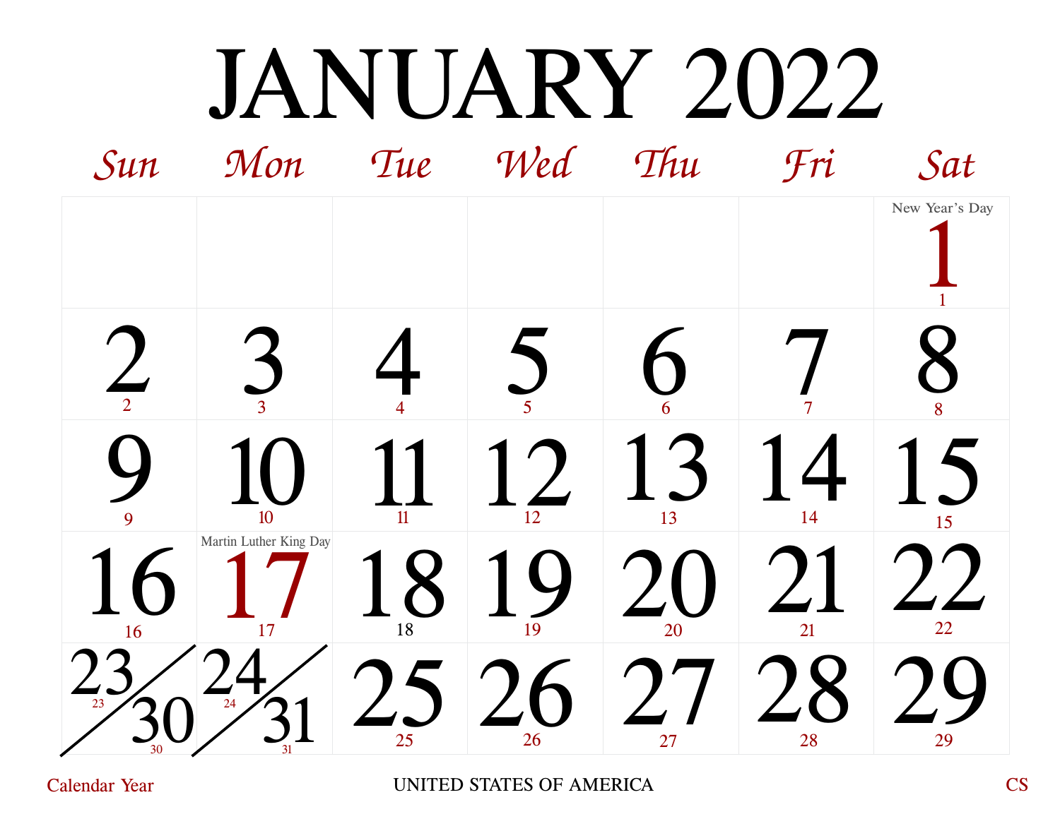# JANUARY 2022

| Sun | Mon | Tue | Wed | Thu | Fri | Sat |
|---|---|---|---|---|---|---|
| | | | | | | New Year's Day 1 |
| 2 | 3 | 4 | 5 | 6 | 7 | 8 |
| 9 | 10 | 11 | 12 | 13 | 14 | 15 |
| 16 | Martin Luther King Day 17 | 18 | 19 | 20 | 21 | 22 |
| 23/30 | 24/31 | 25 | 26 | 27 | 28 | 29 |

Calendar Year UNITED STATES OF AMERICA CS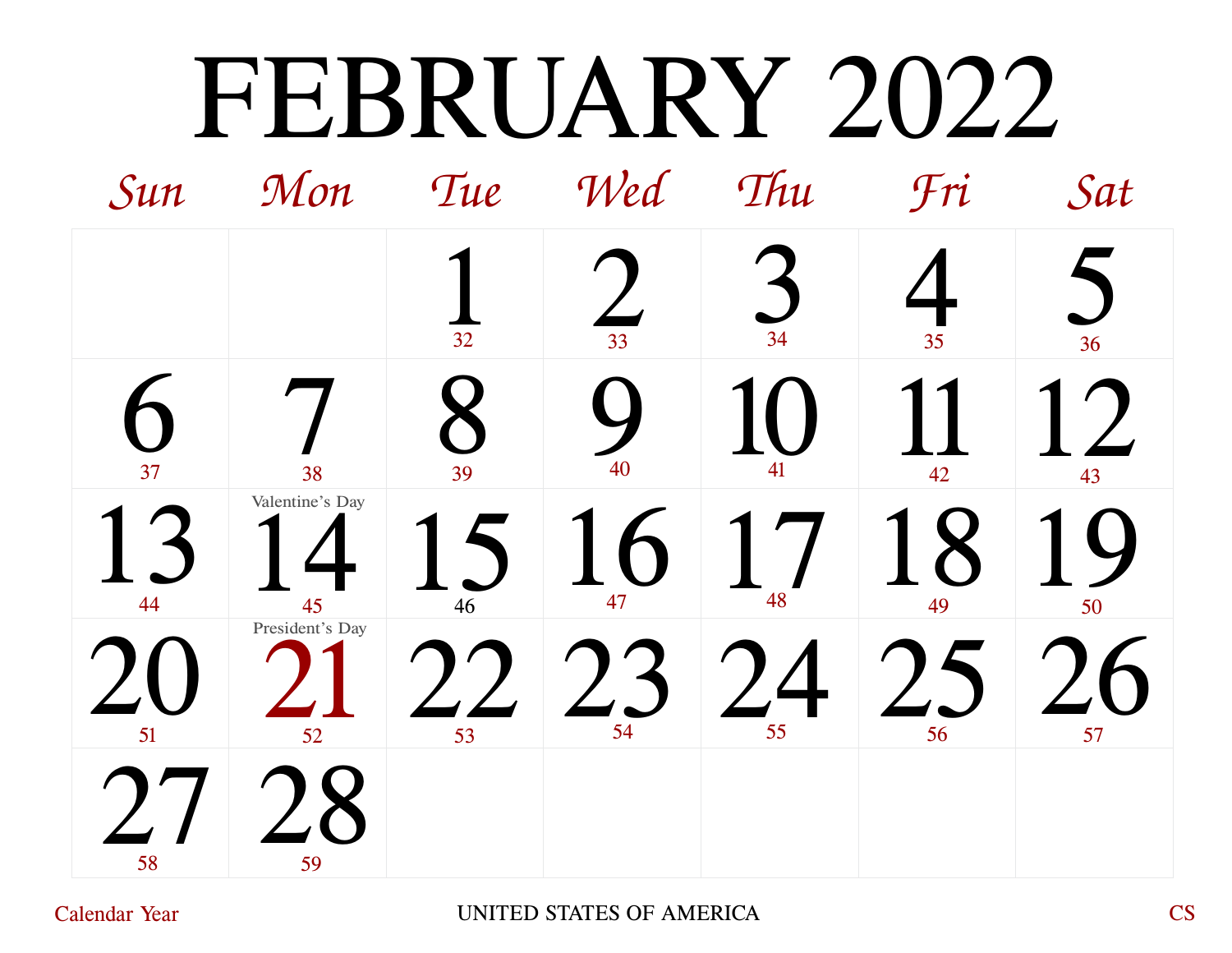# FEBRUARY 2022

| Sun | Mon | Tue | Wed | Thu | Fri | Sat |
|---|---|---|---|---|---|---|
| | | 1<br>32 | 2<br>33 | 3<br>34 | 4<br>35 | 5<br>36 |
| 6<br>37 | 7<br>38 | 8<br>39 | 9<br>40 | 10<br>41 | 11<br>42 | 12<br>43 |
| 13<br>44 | Valentine's Day<br>14<br>45 | 15<br>46 | 16<br>47 | 17<br>48 | 18<br>49 | 19<br>50 |
| 20<br>51 | President's Day<br>21<br>52 | 22<br>53 | 23<br>54 | 24<br>55 | 25<br>56 | 26<br>57 |
| 27<br>58 | 28<br>59 | | | | | |

Calendar Year UNITED STATES OF AMERICA CS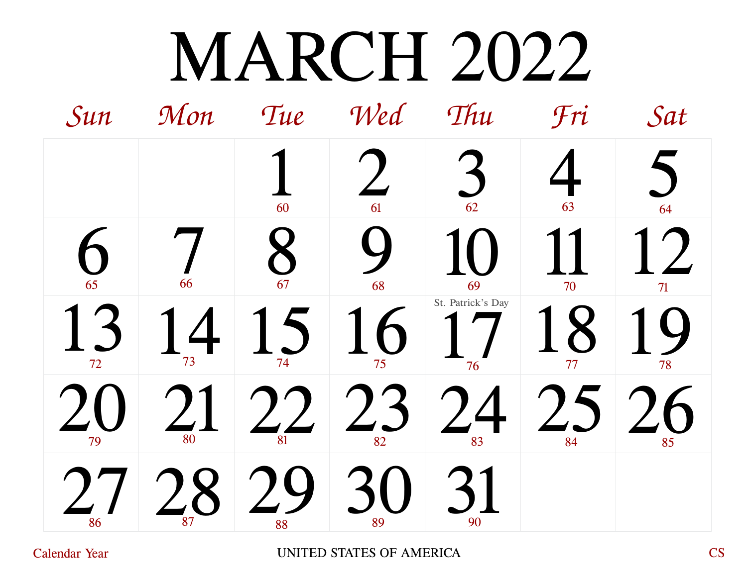# MARCH 2022

| Sun | Mon | Tue | Wed | Thu | Fri | Sat |
|---|---|---|---|---|---|---|
| | | 1 60 | 2 61 | 3 62 | 4 63 | 5 64 |
| 6 65 | 7 66 | 8 67 | 9 68 | 10 69 | 11 70 | 12 71 |
| 13 72 | 14 73 | 15 74 | 16 75 | St. Patrick's Day 17 76 | 18 77 | 19 78 |
| 20 79 | 21 80 | 22 81 | 23 82 | 24 83 | 25 84 | 26 85 |
| 27 86 | 28 87 | 29 88 | 30 89 | 31 90 | | |

Calendar Year — UNITED STATES OF AMERICA — CS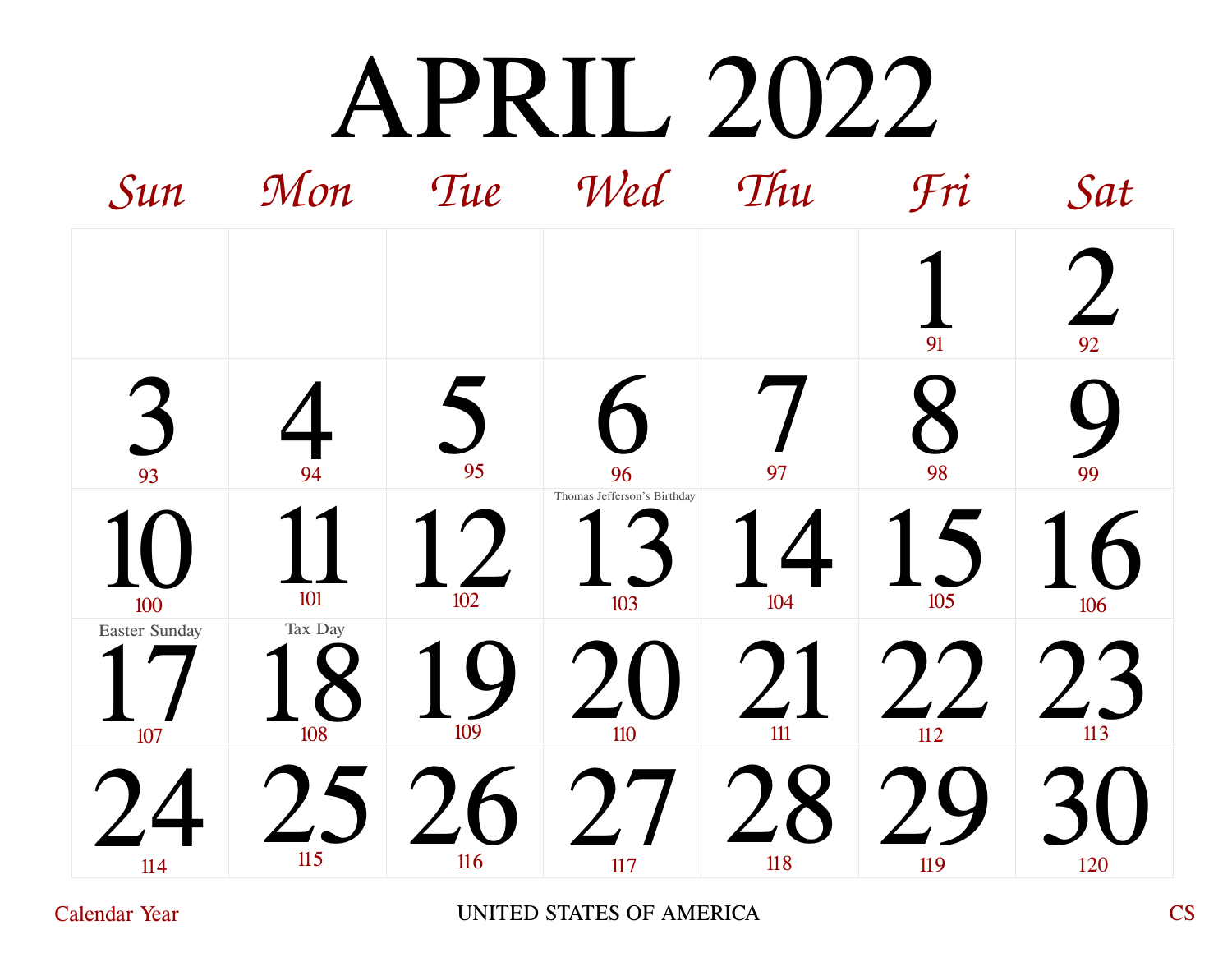# APRIL 2022

| Sun | Mon | Tue | Wed | Thu | Fri | Sat |
|---|---|---|---|---|---|---|
| | | | | | 1 91 | 2 92 |
| 3 93 | 4 94 | 5 95 | 6 96 | 7 97 | 8 98 | 9 99 |
| 10 100 | 11 101 | 12 102 | Thomas Jefferson's Birthday 13 103 | 14 104 | 15 105 | 16 106 |
| Easter Sunday 17 107 | Tax Day 18 108 | 19 109 | 20 110 | 21 111 | 22 112 | 23 113 |
| 24 114 | 25 115 | 26 116 | 27 117 | 28 118 | 29 119 | 30 120 |

Calendar Year — UNITED STATES OF AMERICA — CS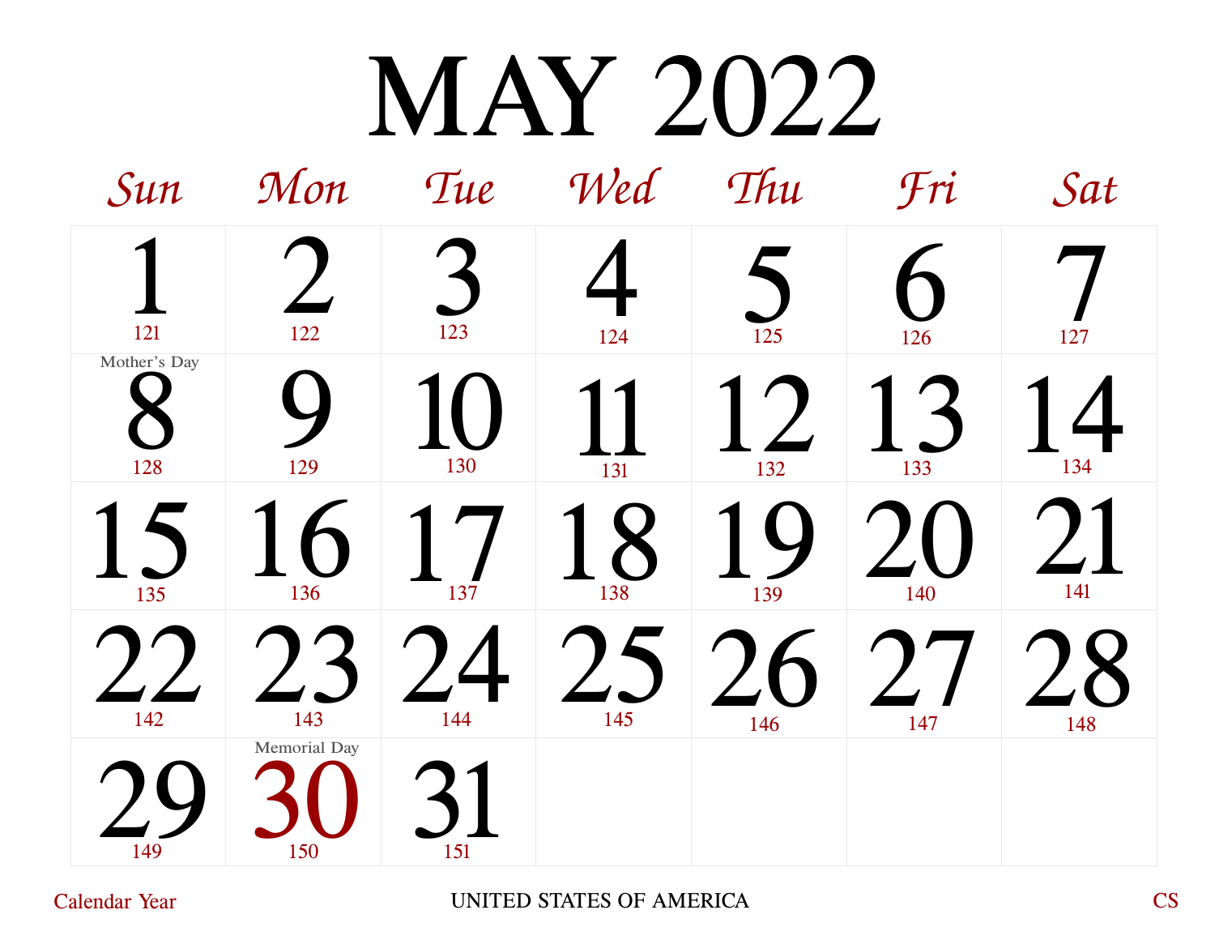# MAY 2022

| Sun | Mon | Tue | Wed | Thu | Fri | Sat |
|---|---|---|---|---|---|---|
| 1<br>121 | 2<br>122 | 3<br>123 | 4<br>124 | 5<br>125 | 6<br>126 | 7<br>127 |
| Mother's Day<br>8<br>128 | 9<br>129 | 10<br>130 | 11<br>131 | 12<br>132 | 13<br>133 | 14<br>134 |
| 15<br>135 | 16<br>136 | 17<br>137 | 18<br>138 | 19<br>139 | 20<br>140 | 21<br>141 |
| 22<br>142 | 23<br>143 | 24<br>144 | 25<br>145 | 26<br>146 | 27<br>147 | 28<br>148 |
| 29<br>149 | Memorial Day<br>30<br>150 | 31<br>151 | | | | |

Calendar Year — UNITED STATES OF AMERICA — CS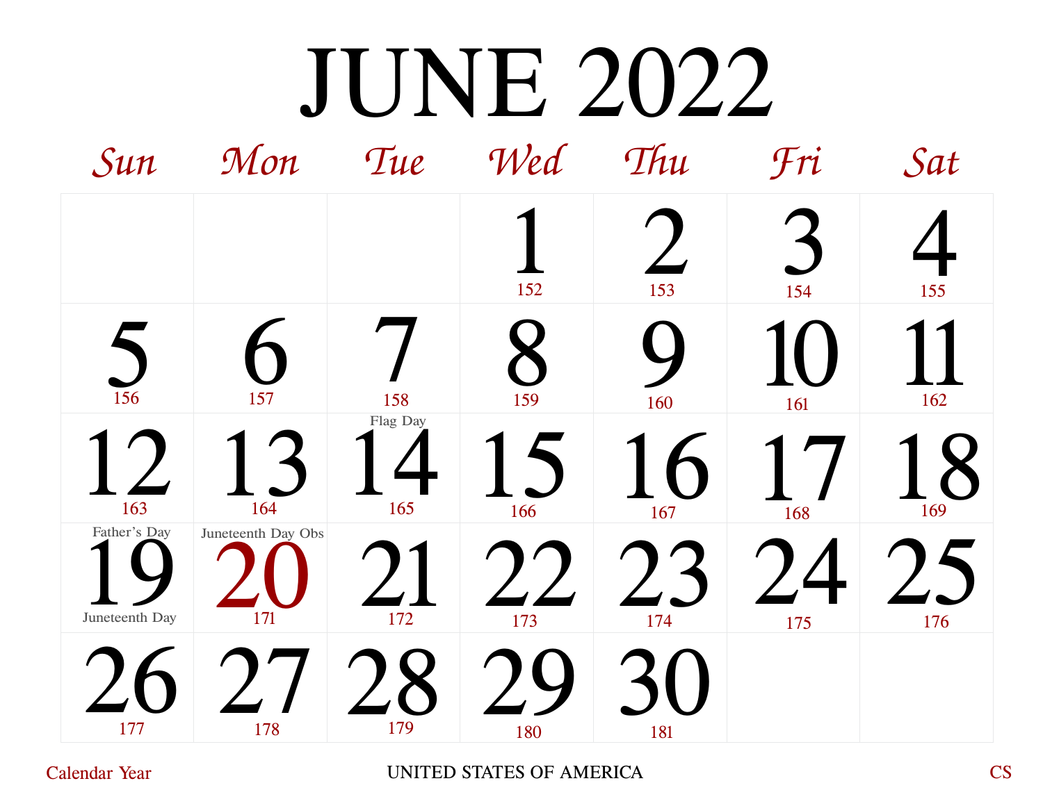# JUNE 2022

| Sun | Mon | Tue | Wed | Thu | Fri | Sat |
|---|---|---|---|---|---|---|
| | | | 1 152 | 2 153 | 3 154 | 4 155 |
| 5 156 | 6 157 | 7 158 | 8 159 | 9 160 | 10 161 | 11 162 |
| 12 163 | 13 164 | Flag Day 14 165 | 15 166 | 16 167 | 17 168 | 18 169 |
| Father's Day 19 Juneteenth Day | Juneteenth Day Obs 20 171 | 21 172 | 22 173 | 23 174 | 24 175 | 25 176 |
| 26 177 | 27 178 | 28 179 | 29 180 | 30 181 | | |

Calendar Year UNITED STATES OF AMERICA CS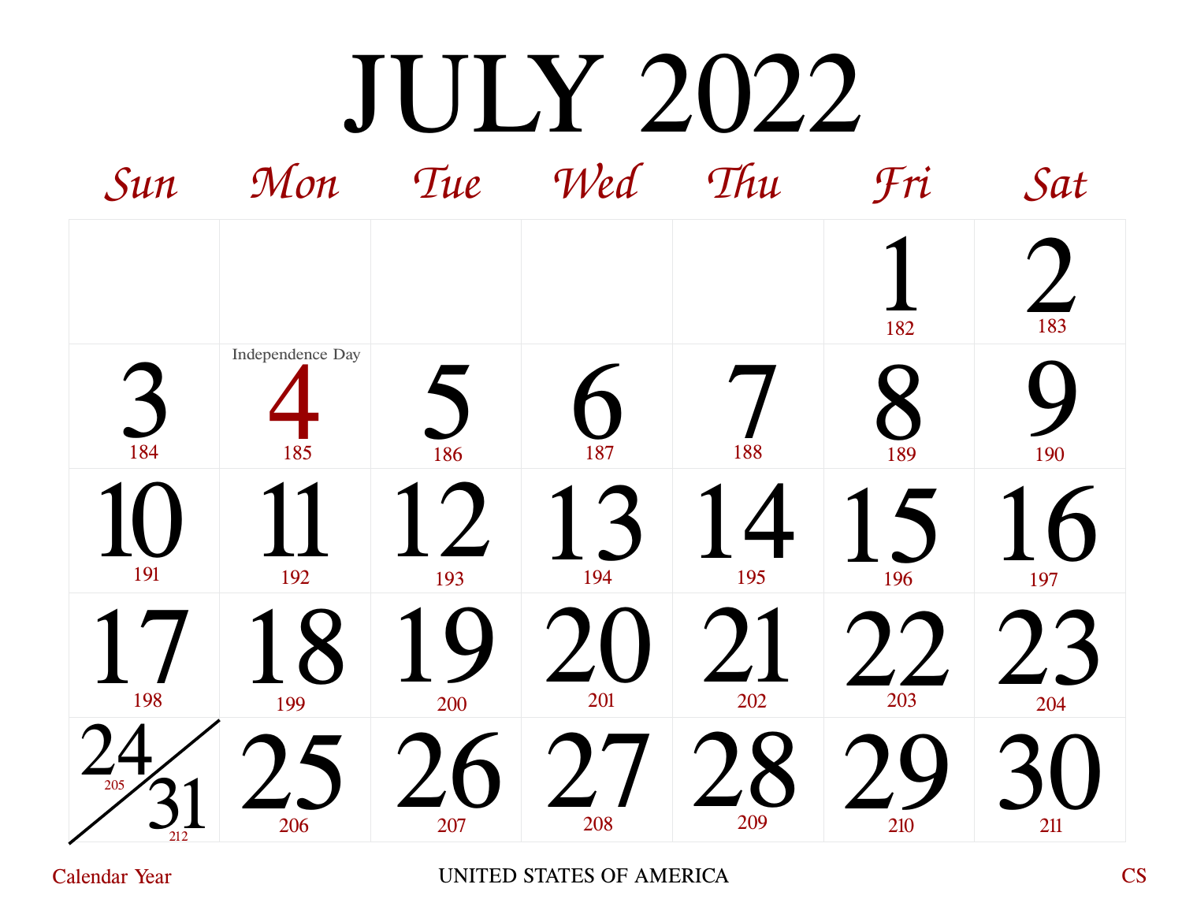# JULY 2022

| Sun | Mon | Tue | Wed | Thu | Fri | Sat |
|---|---|---|---|---|---|---|
| | | | | | 1 182 | 2 183 |
| 3 184 | Independence Day 4 185 | 5 186 | 6 187 | 7 188 | 8 189 | 9 190 |
| 10 191 | 11 192 | 12 193 | 13 194 | 14 195 | 15 196 | 16 197 |
| 17 198 | 18 199 | 19 200 | 20 201 | 21 202 | 22 203 | 23 204 |
| 24 205 / 31 212 | 25 206 | 26 207 | 27 208 | 28 209 | 29 210 | 30 211 |

Calendar Year UNITED STATES OF AMERICA CS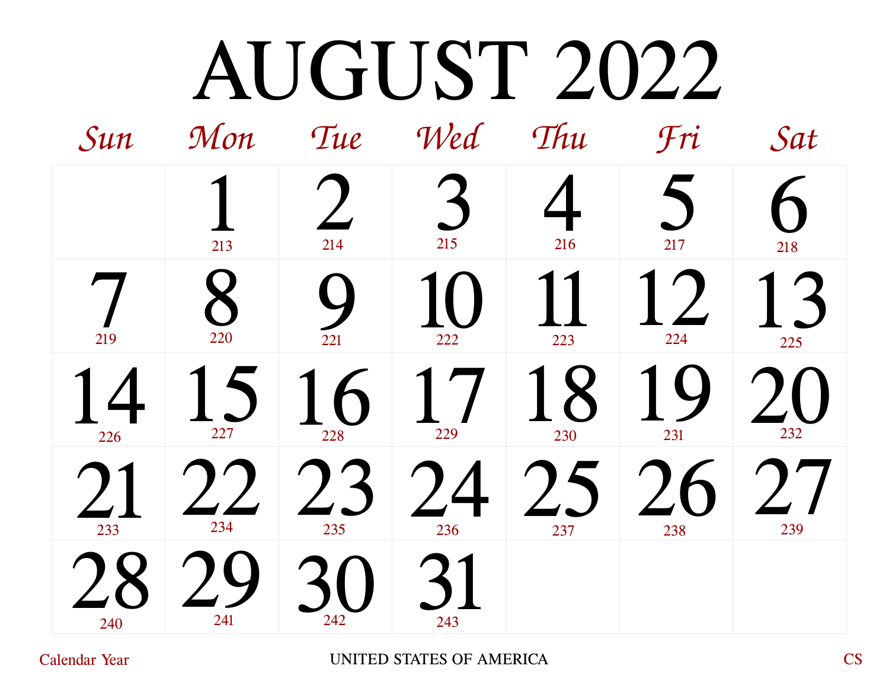# AUGUST 2022

| Sun | Mon | Tue | Wed | Thu | Fri | Sat |
|---|---|---|---|---|---|---|
| | 1<br>213 | 2<br>214 | 3<br>215 | 4<br>216 | 5<br>217 | 6<br>218 |
| 7<br>219 | 8<br>220 | 9<br>221 | 10<br>222 | 11<br>223 | 12<br>224 | 13<br>225 |
| 14<br>226 | 15<br>227 | 16<br>228 | 17<br>229 | 18<br>230 | 19<br>231 | 20<br>232 |
| 21<br>233 | 22<br>234 | 23<br>235 | 24<br>236 | 25<br>237 | 26<br>238 | 27<br>239 |
| 28<br>240 | 29<br>241 | 30<br>242 | 31<br>243 | | | |

Calendar Year UNITED STATES OF AMERICA CS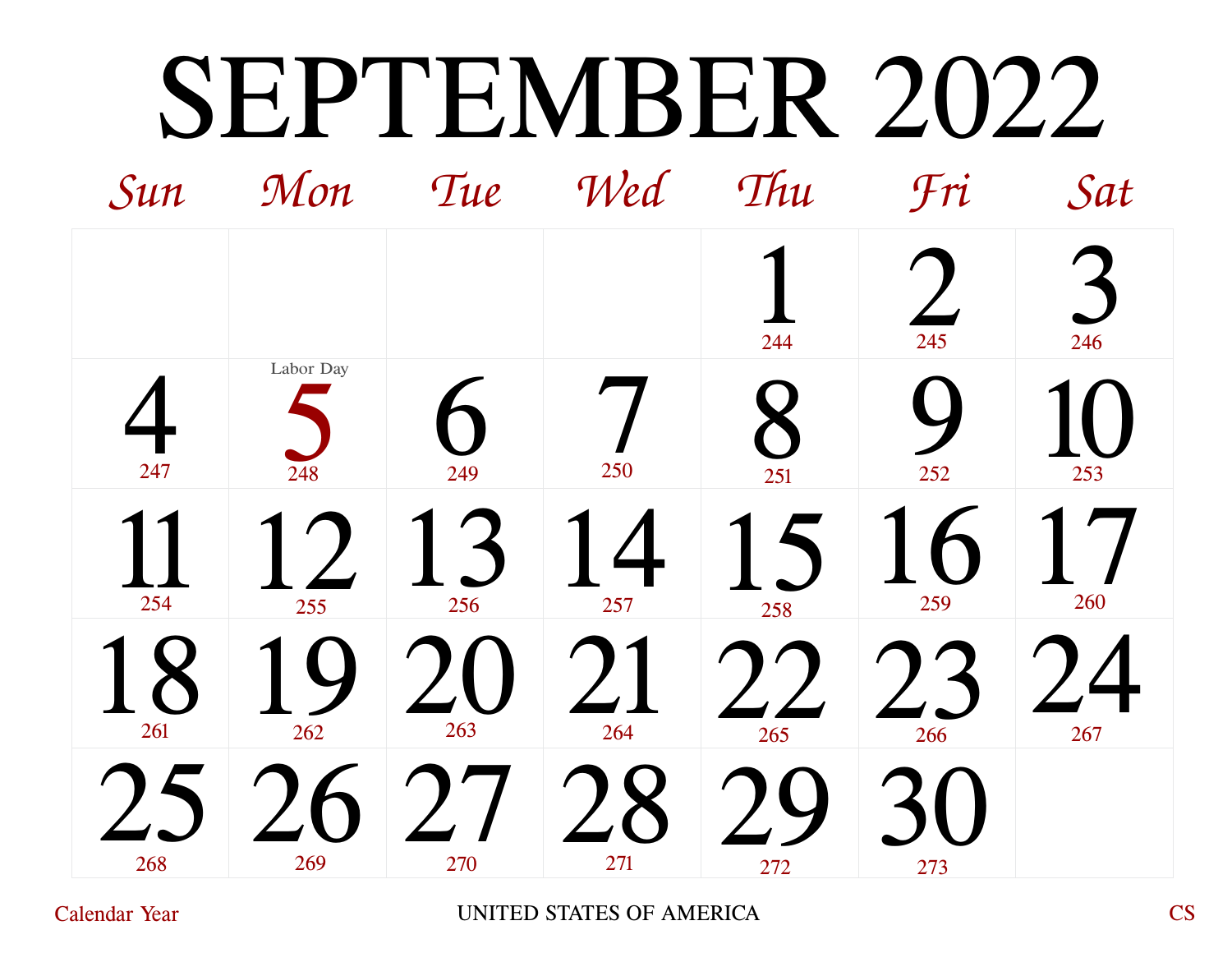# SEPTEMBER 2022

| Sun | Mon | Tue | Wed | Thu | Fri | Sat |
| --- | --- | --- | --- | --- | --- | --- |
| | | | | 1<br>244 | 2<br>245 | 3<br>246 |
| 4<br>247 | Labor Day<br>5<br>248 | 6<br>249 | 7<br>250 | 8<br>251 | 9<br>252 | 10<br>253 |
| 11<br>254 | 12<br>255 | 13<br>256 | 14<br>257 | 15<br>258 | 16<br>259 | 17<br>260 |
| 18<br>261 | 19<br>262 | 20<br>263 | 21<br>264 | 22<br>265 | 23<br>266 | 24<br>267 |
| 25<br>268 | 26<br>269 | 27<br>270 | 28<br>271 | 29<br>272 | 30<br>273 | |

Calendar Year UNITED STATES OF AMERICA CS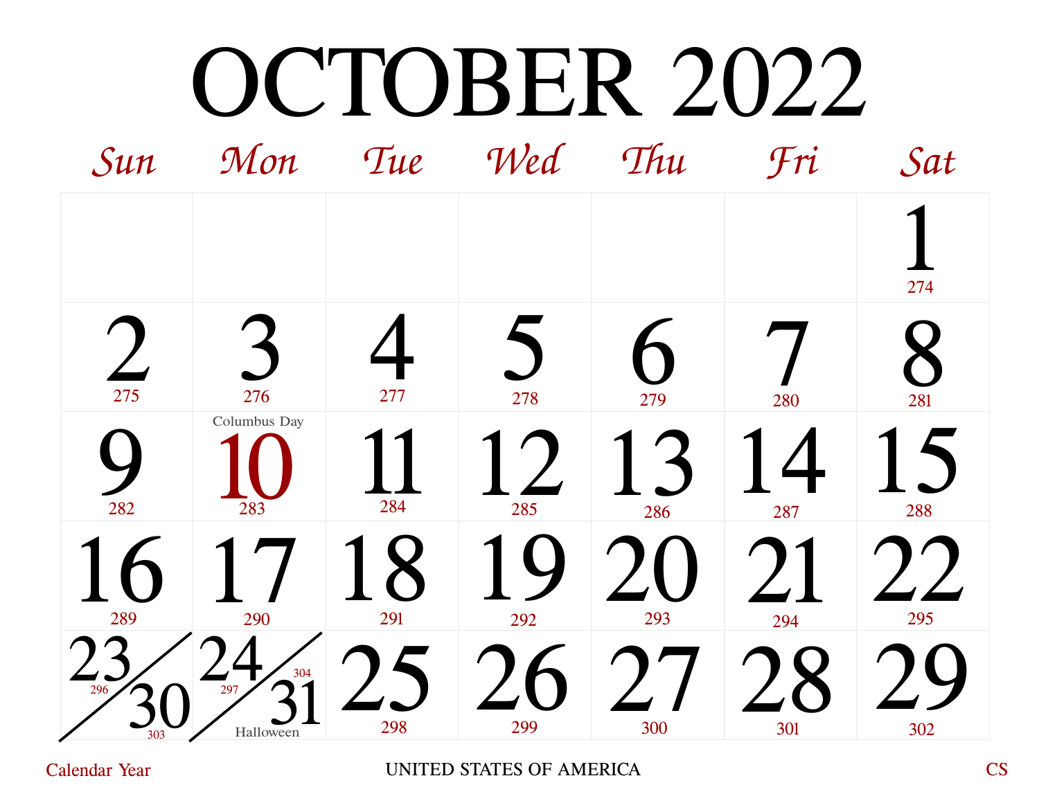# OCTOBER 2022

| Sun | Mon | Tue | Wed | Thu | Fri | Sat |
| --- | --- | --- | --- | --- | --- | --- |
| | | | | | | 1<br>274 |
| 2<br>275 | 3<br>276 | 4<br>277 | 5<br>278 | 6<br>279 | 7<br>280 | 8<br>281 |
| 9<br>282 | Columbus Day<br>10<br>283 | 11<br>284 | 12<br>285 | 13<br>286 | 14<br>287 | 15<br>288 |
| 16<br>289 | 17<br>290 | 18<br>291 | 19<br>292 | 20<br>293 | 21<br>294 | 22<br>295 |
| 23<br>296<br>30<br>303 | 24<br>297<br>31<br>304<br>Halloween | 25<br>298 | 26<br>299 | 27<br>300 | 28<br>301 | 29<br>302 |

Calendar Year UNITED STATES OF AMERICA CS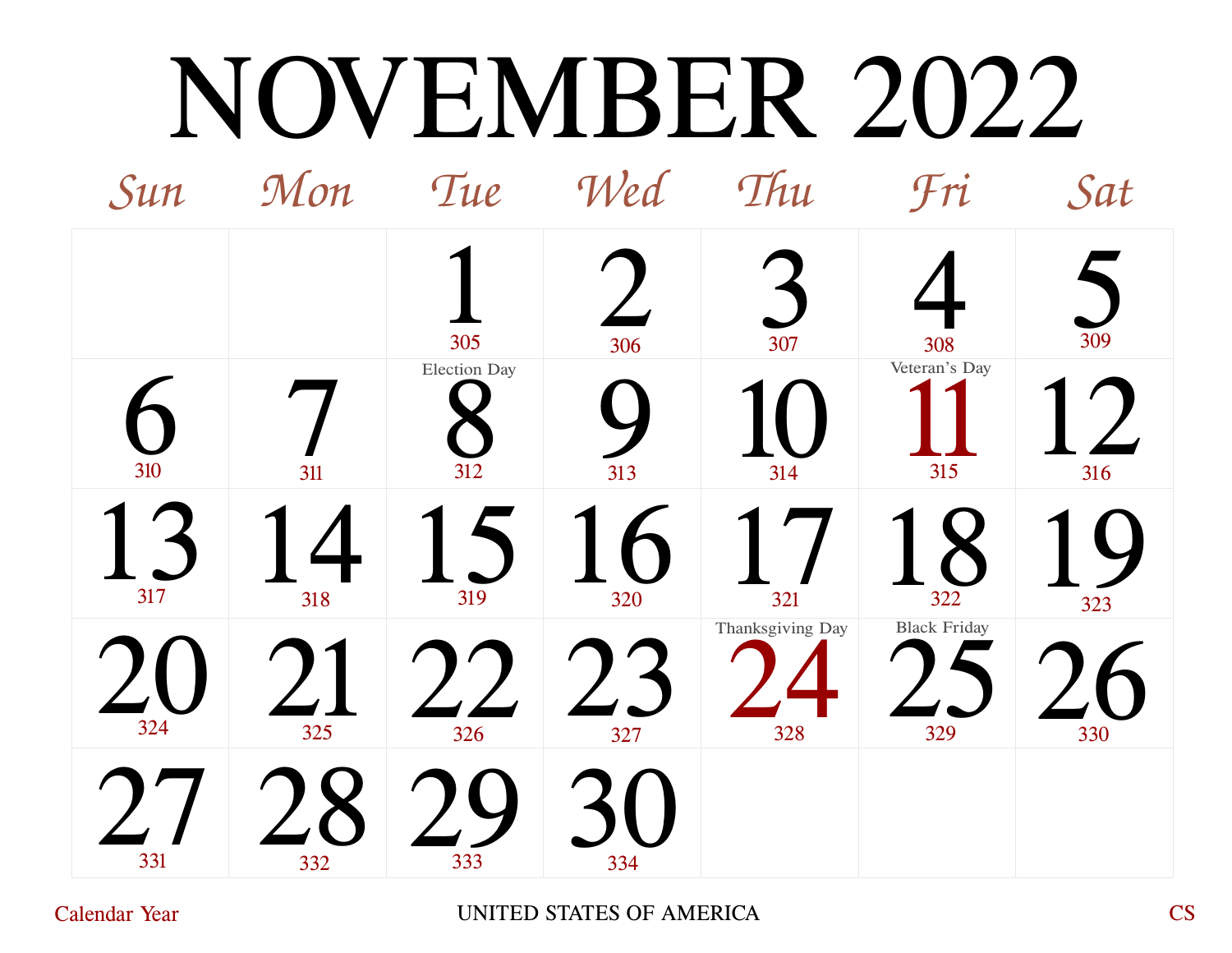# NOVEMBER 2022

| Sun | Mon | Tue | Wed | Thu | Fri | Sat |
|---|---|---|---|---|---|---|
| | | 1<br>305 | 2<br>306 | 3<br>307 | 4<br>308 | 5<br>309 |
| 6<br>310 | 7<br>311 | Election Day<br>8<br>312 | 9<br>313 | 10<br>314 | Veteran's Day<br>11<br>315 | 12<br>316 |
| 13<br>317 | 14<br>318 | 15<br>319 | 16<br>320 | 17<br>321 | 18<br>322 | 19<br>323 |
| 20<br>324 | 21<br>325 | 22<br>326 | 23<br>327 | Thanksgiving Day<br>24<br>328 | Black Friday<br>25<br>329 | 26<br>330 |
| 27<br>331 | 28<br>332 | 29<br>333 | 30<br>334 | | | |

Calendar Year

UNITED STATES OF AMERICA

CS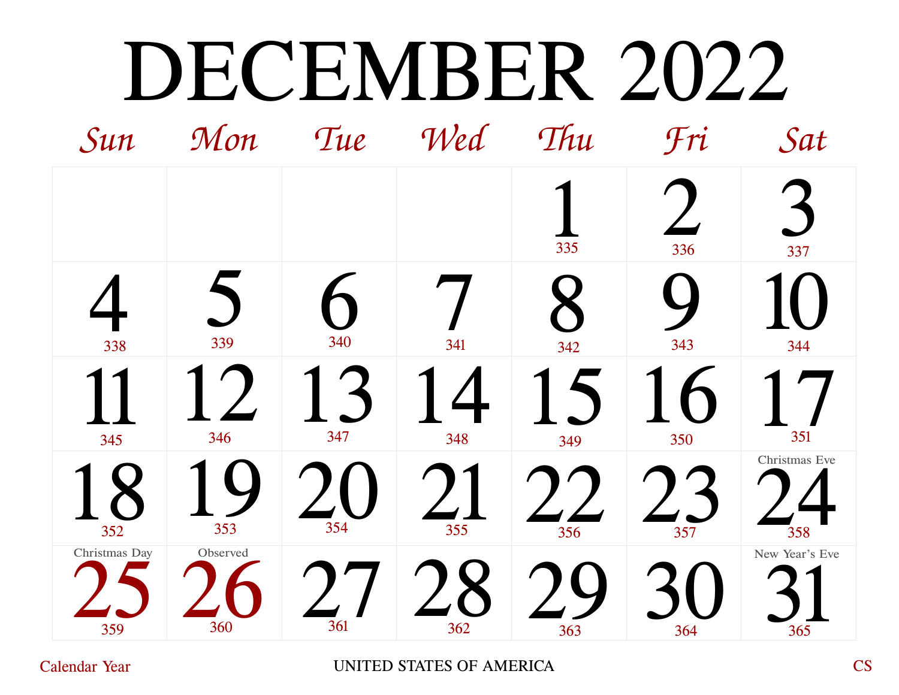# DECEMBER 2022

| Sun | Mon | Tue | Wed | Thu | Fri | Sat |
|---|---|---|---|---|---|---|
| | | | | 1 335 | 2 336 | 3 337 |
| 4 338 | 5 339 | 6 340 | 7 341 | 8 342 | 9 343 | 10 344 |
| 11 345 | 12 346 | 13 347 | 14 348 | 15 349 | 16 350 | 17 351 |
| 18 352 | 19 353 | 20 354 | 21 355 | 22 356 | 23 357 | Christmas Eve 24 358 |
| Christmas Day 25 359 | Observed 26 360 | 27 361 | 28 362 | 29 363 | 30 364 | New Year's Eve 31 365 |

Calendar Year UNITED STATES OF AMERICA CS